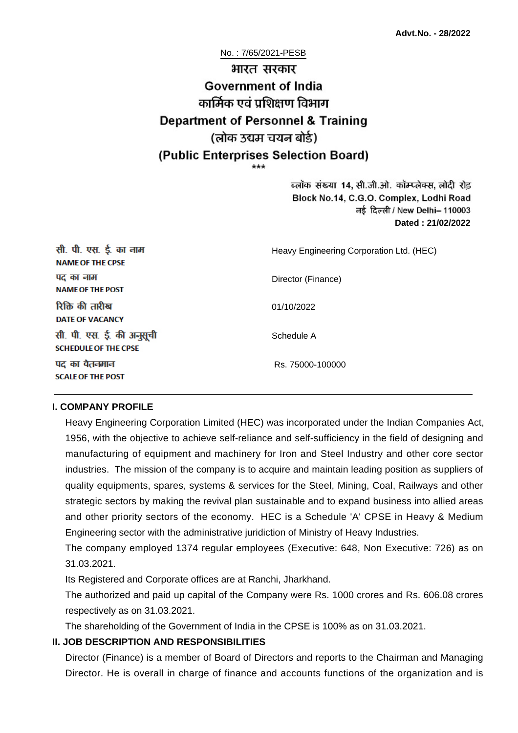**Advt.No. - 28/2022**

No. : 7/65/2021-PESB

# भारत सरकार
# Government of India
## कार्मिक एवं प्रशिक्षण विभाग
## Department of Personnel & Training
## (लोक उद्यम चयन बोर्ड)
## (Public Enterprises Selection Board)

\*\*\*

ब्लॉक संख्या 14, सी.जी.ओ. कॉम्प्लेक्स, लोदी रोड
Block No.14, C.G.O. Complex, Lodhi Road
नई दिल्ली / New Delhi– 110003
**Dated : 21/02/2022**

| | |
|---|---|
| सी. पी. एस. ई. का नाम<br>**NAME OF THE CPSE** | Heavy Engineering Corporation Ltd. (HEC) |
| पद का नाम<br>**NAME OF THE POST** | Director (Finance) |
| रिक्ति की तारीख<br>**DATE OF VACANCY** | 01/10/2022 |
| सी. पी. एस. ई. की अनुसूची<br>**SCHEDULE OF THE CPSE** | Schedule A |
| पद का वेतनमान<br>**SCALE OF THE POST** | Rs. 75000-100000 |

### I. COMPANY PROFILE

Heavy Engineering Corporation Limited (HEC) was incorporated under the Indian Companies Act, 1956, with the objective to achieve self-reliance and self-sufficiency in the field of designing and manufacturing of equipment and machinery for Iron and Steel Industry and other core sector industries. The mission of the company is to acquire and maintain leading position as suppliers of quality equipments, spares, systems & services for the Steel, Mining, Coal, Railways and other strategic sectors by making the revival plan sustainable and to expand business into allied areas and other priority sectors of the economy. HEC is a Schedule 'A' CPSE in Heavy & Medium Engineering sector with the administrative juridiction of Ministry of Heavy Industries.

The company employed 1374 regular employees (Executive: 648, Non Executive: 726) as on 31.03.2021.

Its Registered and Corporate offices are at Ranchi, Jharkhand.

The authorized and paid up capital of the Company were Rs. 1000 crores and Rs. 606.08 crores respectively as on 31.03.2021.

The shareholding of the Government of India in the CPSE is 100% as on 31.03.2021.

### II. JOB DESCRIPTION AND RESPONSIBILITIES

Director (Finance) is a member of Board of Directors and reports to the Chairman and Managing Director. He is overall in charge of finance and accounts functions of the organization and is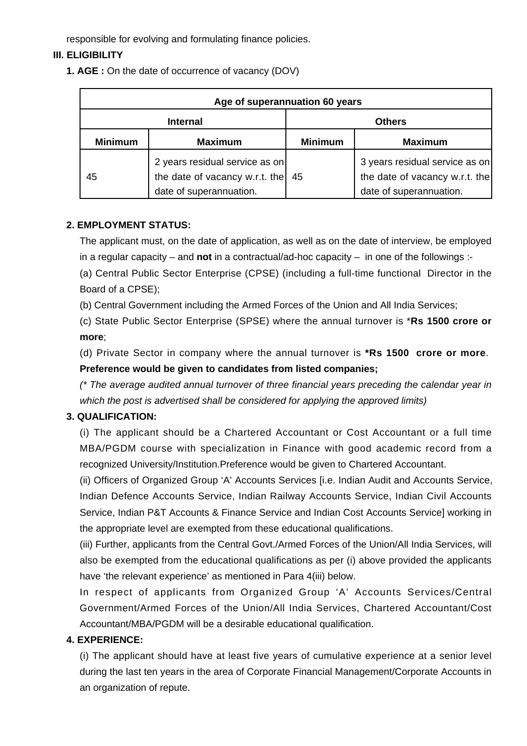responsible for evolving and formulating finance policies.

**III. ELIGIBILITY**

**1. AGE :** On the date of occurrence of vacancy (DOV)

| Age of superannuation 60 years | | | |
|---|---|---|---|
| **Internal** | | **Others** | |
| **Minimum** | **Maximum** | **Minimum** | **Maximum** |
| 45 | 2 years residual service as on the date of vacancy w.r.t. the date of superannuation. | 45 | 3 years residual service as on the date of vacancy w.r.t. the date of superannuation. |

**2. EMPLOYMENT STATUS:**

The applicant must, on the date of application, as well as on the date of interview, be employed in a regular capacity – and **not** in a contractual/ad-hoc capacity – in one of the followings :-

(a) Central Public Sector Enterprise (CPSE) (including a full-time functional Director in the Board of a CPSE);

(b) Central Government including the Armed Forces of the Union and All India Services;

(c) State Public Sector Enterprise (SPSE) where the annual turnover is ***Rs 1500 crore or more**;

(d) Private Sector in company where the annual turnover is ***Rs 1500 crore or more**. **Preference would be given to candidates from listed companies;**

*(* The average audited annual turnover of three financial years preceding the calendar year in which the post is advertised shall be considered for applying the approved limits)*

**3. QUALIFICATION:**

(i) The applicant should be a Chartered Accountant or Cost Accountant or a full time MBA/PGDM course with specialization in Finance with good academic record from a recognized University/Institution.Preference would be given to Chartered Accountant.

(ii) Officers of Organized Group 'A' Accounts Services [i.e. Indian Audit and Accounts Service, Indian Defence Accounts Service, Indian Railway Accounts Service, Indian Civil Accounts Service, Indian P&T Accounts & Finance Service and Indian Cost Accounts Service] working in the appropriate level are exempted from these educational qualifications.

(iii) Further, applicants from the Central Govt./Armed Forces of the Union/All India Services, will also be exempted from the educational qualifications as per (i) above provided the applicants have 'the relevant experience' as mentioned in Para 4(iii) below.

In respect of applicants from Organized Group 'A' Accounts Services/Central Government/Armed Forces of the Union/All India Services, Chartered Accountant/Cost Accountant/MBA/PGDM will be a desirable educational qualification.

**4. EXPERIENCE:**

(i) The applicant should have at least five years of cumulative experience at a senior level during the last ten years in the area of Corporate Financial Management/Corporate Accounts in an organization of repute.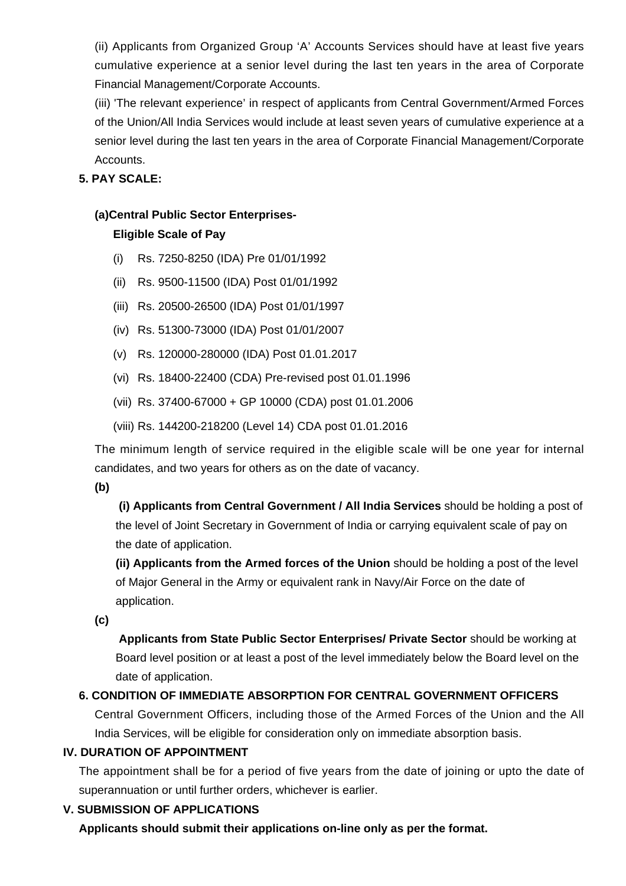(ii) Applicants from Organized Group ‘A’ Accounts Services should have at least five years cumulative experience at a senior level during the last ten years in the area of Corporate Financial Management/Corporate Accounts.

(iii) 'The relevant experience' in respect of applicants from Central Government/Armed Forces of the Union/All India Services would include at least seven years of cumulative experience at a senior level during the last ten years in the area of Corporate Financial Management/Corporate Accounts.

**5. PAY SCALE:**

**(a)Central Public Sector Enterprises-**

**Eligible Scale of Pay**

(i) Rs. 7250-8250 (IDA) Pre 01/01/1992

(ii) Rs. 9500-11500 (IDA) Post 01/01/1992

(iii) Rs. 20500-26500 (IDA) Post 01/01/1997

(iv) Rs. 51300-73000 (IDA) Post 01/01/2007

(v) Rs. 120000-280000 (IDA) Post 01.01.2017

(vi) Rs. 18400-22400 (CDA) Pre-revised post 01.01.1996

(vii) Rs. 37400-67000 + GP 10000 (CDA) post 01.01.2006

(viii) Rs. 144200-218200 (Level 14) CDA post 01.01.2016

The minimum length of service required in the eligible scale will be one year for internal candidates, and two years for others as on the date of vacancy.

**(b)**

**(i) Applicants from Central Government / All India Services** should be holding a post of the level of Joint Secretary in Government of India or carrying equivalent scale of pay on the date of application.

**(ii) Applicants from the Armed forces of the Union** should be holding a post of the level of Major General in the Army or equivalent rank in Navy/Air Force on the date of application.

**(c)**

**Applicants from State Public Sector Enterprises/ Private Sector** should be working at Board level position or at least a post of the level immediately below the Board level on the date of application.

**6. CONDITION OF IMMEDIATE ABSORPTION FOR CENTRAL GOVERNMENT OFFICERS**

Central Government Officers, including those of the Armed Forces of the Union and the All India Services, will be eligible for consideration only on immediate absorption basis.

## IV. DURATION OF APPOINTMENT

The appointment shall be for a period of five years from the date of joining or upto the date of superannuation or until further orders, whichever is earlier.

## V. SUBMISSION OF APPLICATIONS

**Applicants should submit their applications on-line only as per the format.**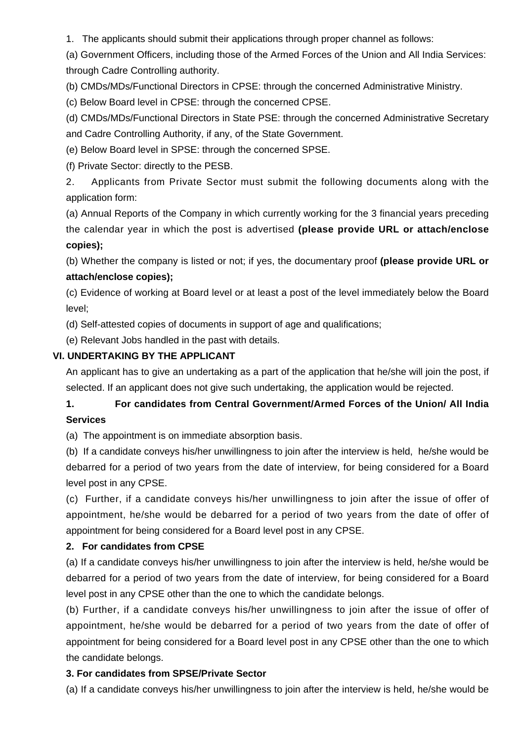1. The applicants should submit their applications through proper channel as follows:

(a) Government Officers, including those of the Armed Forces of the Union and All India Services: through Cadre Controlling authority.

(b) CMDs/MDs/Functional Directors in CPSE: through the concerned Administrative Ministry.

(c) Below Board level in CPSE: through the concerned CPSE.

(d) CMDs/MDs/Functional Directors in State PSE: through the concerned Administrative Secretary and Cadre Controlling Authority, if any, of the State Government.

(e) Below Board level in SPSE: through the concerned SPSE.

(f) Private Sector: directly to the PESB.

2. Applicants from Private Sector must submit the following documents along with the application form:

(a) Annual Reports of the Company in which currently working for the 3 financial years preceding the calendar year in which the post is advertised **(please provide URL or attach/enclose copies);**

(b) Whether the company is listed or not; if yes, the documentary proof **(please provide URL or attach/enclose copies);**

(c) Evidence of working at Board level or at least a post of the level immediately below the Board level;

(d) Self-attested copies of documents in support of age and qualifications;

(e) Relevant Jobs handled in the past with details.

## VI. UNDERTAKING BY THE APPLICANT

An applicant has to give an undertaking as a part of the application that he/she will join the post, if selected. If an applicant does not give such undertaking, the application would be rejected.

**1. For candidates from Central Government/Armed Forces of the Union/ All India Services**

(a) The appointment is on immediate absorption basis.

(b) If a candidate conveys his/her unwillingness to join after the interview is held, he/she would be debarred for a period of two years from the date of interview, for being considered for a Board level post in any CPSE.

(c) Further, if a candidate conveys his/her unwillingness to join after the issue of offer of appointment, he/she would be debarred for a period of two years from the date of offer of appointment for being considered for a Board level post in any CPSE.

**2. For candidates from CPSE**

(a) If a candidate conveys his/her unwillingness to join after the interview is held, he/she would be debarred for a period of two years from the date of interview, for being considered for a Board level post in any CPSE other than the one to which the candidate belongs.

(b) Further, if a candidate conveys his/her unwillingness to join after the issue of offer of appointment, he/she would be debarred for a period of two years from the date of offer of appointment for being considered for a Board level post in any CPSE other than the one to which the candidate belongs.

**3. For candidates from SPSE/Private Sector**

(a) If a candidate conveys his/her unwillingness to join after the interview is held, he/she would be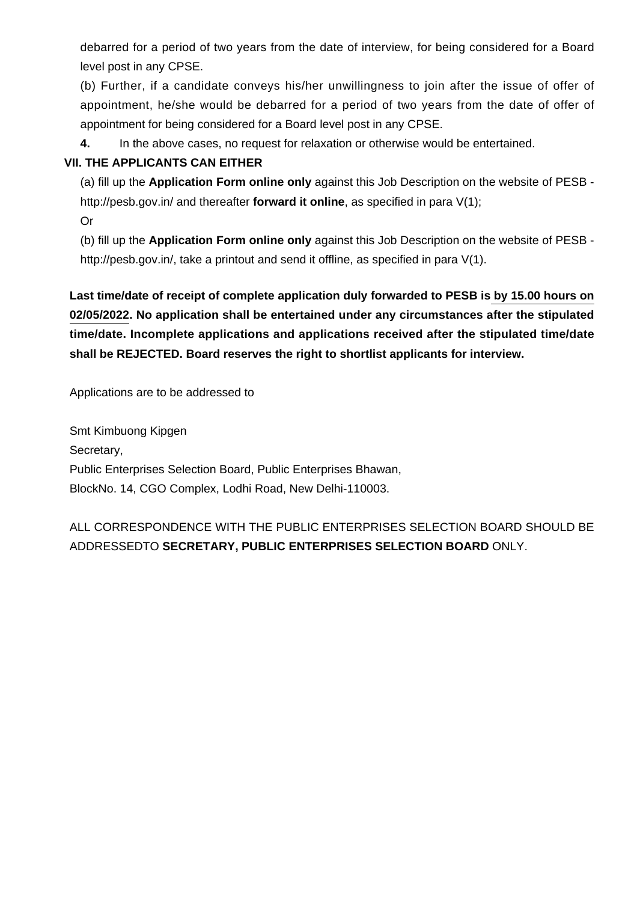debarred for a period of two years from the date of interview, for being considered for a Board level post in any CPSE.

(b) Further, if a candidate conveys his/her unwillingness to join after the issue of offer of appointment, he/she would be debarred for a period of two years from the date of offer of appointment for being considered for a Board level post in any CPSE.

**4.** In the above cases, no request for relaxation or otherwise would be entertained.

**VII. THE APPLICANTS CAN EITHER**

(a) fill up the **Application Form online only** against this Job Description on the website of PESB - http://pesb.gov.in/ and thereafter **forward it online**, as specified in para V(1);

Or

(b) fill up the **Application Form online only** against this Job Description on the website of PESB - http://pesb.gov.in/, take a printout and send it offline, as specified in para V(1).

**Last time/date of receipt of complete application duly forwarded to PESB is by 15.00 hours on 02/05/2022. No application shall be entertained under any circumstances after the stipulated time/date. Incomplete applications and applications received after the stipulated time/date shall be REJECTED. Board reserves the right to shortlist applicants for interview.**

Applications are to be addressed to

Smt Kimbuong Kipgen
Secretary,
Public Enterprises Selection Board, Public Enterprises Bhawan,
BlockNo. 14, CGO Complex, Lodhi Road, New Delhi-110003.

ALL CORRESPONDENCE WITH THE PUBLIC ENTERPRISES SELECTION BOARD SHOULD BE ADDRESSEDTO **SECRETARY, PUBLIC ENTERPRISES SELECTION BOARD** ONLY.